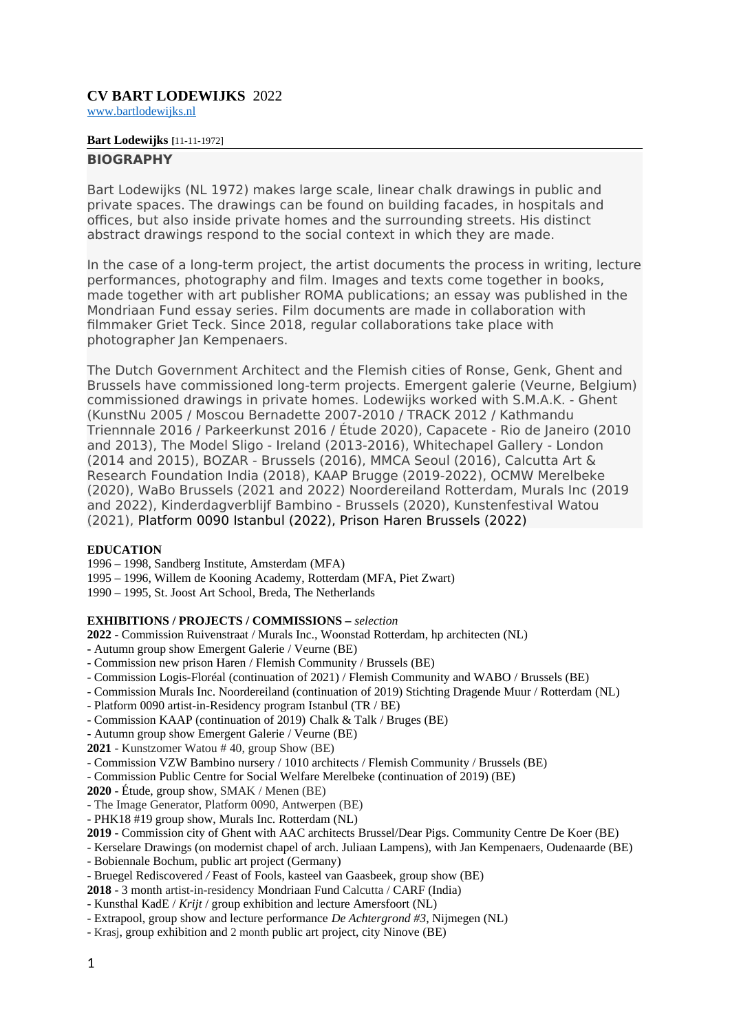# CV BART LODEWIJKS 2022

www.bartlodewijks.nl

**Bart Lodewijks** [11-11-1972]

## BIOGRAPHY

Bart Lodewijks (NL 1972) makes large scale, linear chalk drawings in public and private spaces. The drawings can be found on building facades, in hospitals and offices, but also inside private homes and the surrounding streets. His distinct abstract drawings respond to the social context in which they are made.

In the case of a long-term project, the artist documents the process in writing, lecture performances, photography and film. Images and texts come together in books, made together with art publisher ROMA publications; an essay was published in the Mondriaan Fund essay series. Film documents are made in collaboration with filmmaker Griet Teck. Since 2018, regular collaborations take place with photographer Jan Kempenaers.

The Dutch Government Architect and the Flemish cities of Ronse, Genk, Ghent and Brussels have commissioned long-term projects. Emergent galerie (Veurne, Belgium) commissioned drawings in private homes. Lodewijks worked with S.M.A.K. - Ghent (KunstNu 2005 / Moscou Bernadette 2007-2010 / TRACK 2012 / Kathmandu Triennnale 2016 / Parkeerkunst 2016 / Étude 2020), Capacete - Rio de Janeiro (2010 and 2013), The Model Sligo - Ireland (2013-2016), Whitechapel Gallery - London (2014 and 2015), BOZAR - Brussels (2016), MMCA Seoul (2016), Calcutta Art & Research Foundation India (2018), KAAP Brugge (2019-2022), OCMW Merelbeke (2020), WaBo Brussels (2021 and 2022) Noordereiland Rotterdam, Murals Inc (2019 and 2022), Kinderdagverblijf Bambino - Brussels (2020), Kunstenfestival Watou (2021), Platform 0090 Istanbul (2022), Prison Haren Brussels (2022)

## EDUCATION

1996 – 1998, Sandberg Institute, Amsterdam (MFA)
1995 – 1996, Willem de Kooning Academy, Rotterdam (MFA, Piet Zwart)
1990 – 1995, St. Joost Art School, Breda, The Netherlands

## EXHIBITIONS / PROJECTS / COMMISSIONS – *selection*

**2022** - Commission Ruivenstraat / Murals Inc., Woonstad Rotterdam, hp architecten (NL)
- Autumn group show Emergent Galerie / Veurne (BE)
- Commission new prison Haren / Flemish Community / Brussels (BE)
- Commission Logis-Floréal (continuation of 2021) / Flemish Community and WABO / Brussels (BE)
- Commission Murals Inc. Noordereiland (continuation of 2019) Stichting Dragende Muur / Rotterdam (NL)
- Platform 0090 artist-in-Residency program Istanbul (TR / BE)
- Commission KAAP (continuation of 2019) Chalk & Talk / Bruges (BE)
- Autumn group show Emergent Galerie / Veurne (BE)

**2021** - Kunstzomer Watou # 40, group Show (BE)
- Commission VZW Bambino nursery / 1010 architects / Flemish Community / Brussels (BE)
- Commission Public Centre for Social Welfare Merelbeke (continuation of 2019) (BE)

**2020** - Étude, group show, SMAK / Menen (BE)
- The Image Generator, Platform 0090, Antwerpen (BE)
- PHK18 #19 group show, Murals Inc. Rotterdam (NL)

**2019** - Commission city of Ghent with AAC architects Brussel/Dear Pigs. Community Centre De Koer (BE)
- Kerselare Drawings (on modernist chapel of arch. Juliaan Lampens), with Jan Kempenaers, Oudenaarde (BE)
- Bobiennale Bochum, public art project (Germany)
- Bruegel Rediscovered */* Feast of Fools, kasteel van Gaasbeek, group show (BE)

**2018** - 3 month artist-in-residency Mondriaan Fund Calcutta / CARF (India)
- Kunsthal KadE / *Krijt* / group exhibition and lecture Amersfoort (NL)
- Extrapool, group show and lecture performance *De Achtergrond #3*, Nijmegen (NL)
- Krasj, group exhibition and 2 month public art project, city Ninove (BE)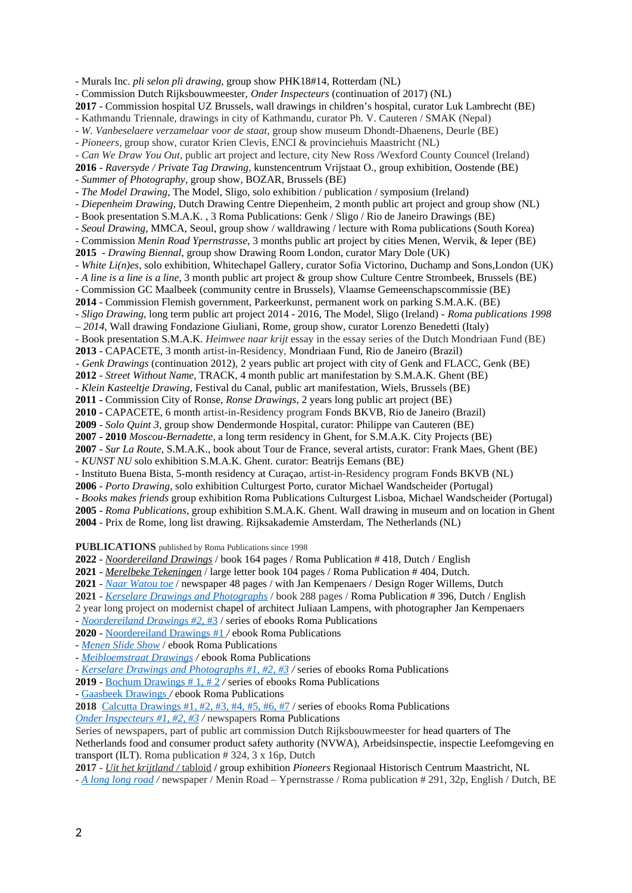- Murals Inc. *pli selon pli drawing*, group show PHK18#14, Rotterdam (NL)
- Commission Dutch Rijksbouwmeester, *Onder Inspecteurs* (continuation of 2017) (NL)

**2017** - Commission hospital UZ Brussels, wall drawings in children's hospital, curator Luk Lambrecht (BE)
- Kathmandu Triennale, drawings in city of Kathmandu, curator Ph. V. Cauteren / SMAK (Nepal)
- *W. Vanbeselaere verzamelaar voor de staat*, group show museum Dhondt-Dhaenens, Deurle (BE)
- *Pioneers*, group show, curator Krien Clevis, ENCI & provinciehuis Maastricht (NL)
- *Can We Draw You Out*, public art project and lecture, city New Ross /Wexford County Councel (Ireland)

**2016** - *Raversyde / Private Tag Drawing*, kunstencentrum Vrijstaat O., group exhibition, Oostende (BE)
- *Summer of Photography*, group show, BOZAR, Brussels (BE)
- *The Model Drawing*, The Model, Sligo, solo exhibition / publication / symposium (Ireland)
- *Diepenheim Drawing*, Dutch Drawing Centre Diepenheim, 2 month public art project and group show (NL)
- Book presentation S.M.A.K. , 3 Roma Publications: Genk / Sligo / Rio de Janeiro Drawings (BE)
- *Seoul Drawing*, MMCA, Seoul, group show / walldrawing / lecture with Roma publications (South Korea)
- Commission *Menin Road Ypernstrasse*, 3 months public art project by cities Menen, Wervik, & Ieper (BE)

**2015** - *Drawing Biennal*, group show Drawing Room London, curator Mary Dole (UK)
- *White Li(n)es*, solo exhibition, Whitechapel Gallery, curator Sofia Victorino, Duchamp and Sons,London (UK)
- *A line is a line is a line*, 3 month public art project & group show Culture Centre Strombeek, Brussels (BE)
- Commission GC Maalbeek (community centre in Brussels), Vlaamse Gemeenschapscommissie (BE)

**2014** - Commission Flemish government, Parkeerkunst, permanent work on parking S.M.A.K. (BE)
- *Sligo Drawing*, long term public art project 2014 - 2016, The Model, Sligo (Ireland) - *Roma publications 1998 – 2014*, Wall drawing Fondazione Giuliani, Rome, group show, curator Lorenzo Benedetti (Italy)
- Book presentation S.M.A.K. *Heimwee naar krijt* essay in the essay series of the Dutch Mondriaan Fund (BE)

**2013** - CAPACETE, 3 month artist-in-Residency, Mondriaan Fund, Rio de Janeiro (Brazil)
- *Genk Drawings* (continuation 2012), 2 years public art project with city of Genk and FLACC, Genk (BE)

**2012** - *Street Without Name*, TRACK, 4 month public art manifestation by S.M.A.K. Ghent (BE)
- *Klein Kasteeltje Drawing*, Festival du Canal, public art manifestation, Wiels, Brussels (BE)

**2011** - Commission City of Ronse, *Ronse Drawings*, 2 years long public art project (BE)

**2010** - CAPACETE, 6 month artist-in-Residency program Fonds BKVB, Rio de Janeiro (Brazil)

**2009** - *Solo Quint 3*, group show Dendermonde Hospital, curator: Philippe van Cauteren (BE)

**2007 - 2010** *Moscou-Bernadette*, a long term residency in Ghent, for S.M.A.K. City Projects (BE)

**2007** - *Sur La Route*, S.M.A.K., book about Tour de France, several artists, curator: Frank Maes, Ghent (BE)
- *KUNST NU* solo exhibition S.M.A.K. Ghent. curator: Beatrijs Eemans (BE)
- Instituto Buena Bista, 5-month residency at Curaçao, artist-in-Residency program Fonds BKVB (NL)

**2006** - *Porto Drawing*, solo exhibition Culturgest Porto, curator Michael Wandscheider (Portugal)
- *Books makes friends* group exhibition Roma Publications Culturgest Lisboa, Michael Wandscheider (Portugal)

**2005** - *Roma Publications*, group exhibition S.M.A.K. Ghent. Wall drawing in museum and on location in Ghent

**2004** - Prix de Rome, long list drawing. Rijksakademie Amsterdam, The Netherlands (NL)

**PUBLICATIONS** published by Roma Publications since 1998

**2022** - *Noordereiland Drawings* / book 164 pages / Roma Publication # 418, Dutch / English

**2021** - *Merelbeke Tekeningen* / large letter book 104 pages / Roma Publication # 404, Dutch.

**2021** - *Naar Watou toe* / newspaper 48 pages / with Jan Kempenaers / Design Roger Willems, Dutch

**2021** - *Kerselare Drawings and Photographs* / book 288 pages / Roma Publication # 396, Dutch / English
2 year long project on modernist chapel of architect Juliaan Lampens, with photographer Jan Kempenaers
- *Noordereiland Drawings #2, #3* / series of ebooks Roma Publications

**2020** - Noordereiland Drawings #1 / ebook Roma Publications
- *Menen Slide Show* / ebook Roma Publications
- *Meibloemstraat Drawings* / ebook Roma Publications
- *Kerselare Drawings and Photographs #1, #2, #3* / series of ebooks Roma Publications

**2019** - Bochum Drawings # 1, # 2 / series of ebooks Roma Publications
- Gaasbeek Drawings / ebook Roma Publications

**2018** Calcutta Drawings #1, #2, #3, #4, #5, #6, #7 / series of ebooks Roma Publications
*Onder Inspecteurs #1, #2, #3* / newspapers Roma Publications
Series of newspapers, part of public art commission Dutch Rijksbouwmeester for head quarters of The Netherlands food and consumer product safety authority (NVWA), Arbeidsinspectie, inspectie Leefomgeving en transport (ILT). Roma publication # 324, 3 x 16p, Dutch

**2017** - *Uit het krijtland* / tabloid / group exhibition *Pioneers* Regionaal Historisch Centrum Maastricht, NL
- *A long long road* / newspaper / Menin Road – Ypernstrasse / Roma publication # 291, 32p, English / Dutch, BE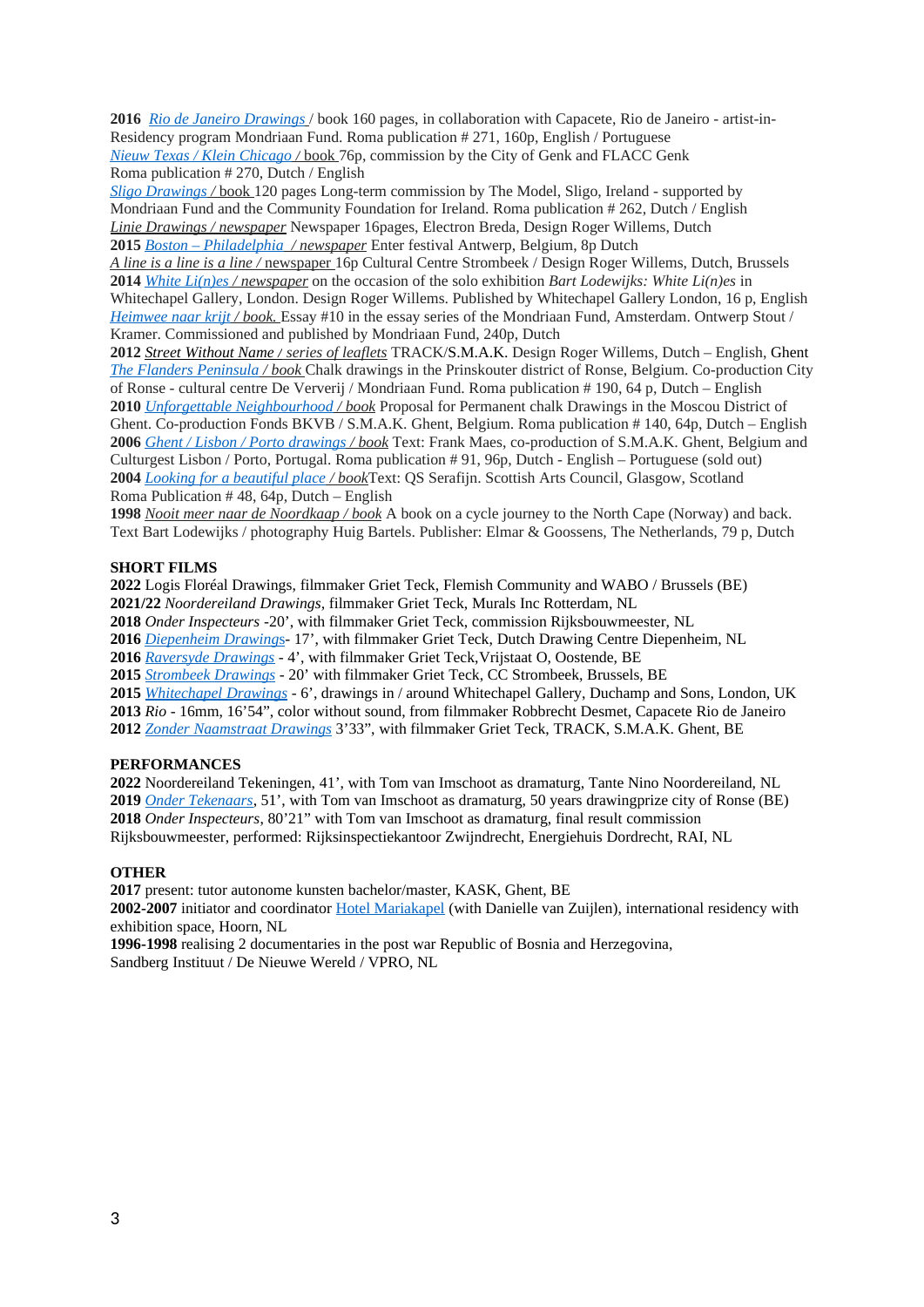**2016** *Rio de Janeiro Drawings* / book 160 pages, in collaboration with Capacete, Rio de Janeiro - artist-in-Residency program Mondriaan Fund. Roma publication # 271, 160p, English / Portuguese
*Nieuw Texas / Klein Chicago* / book 76p, commission by the City of Genk and FLACC Genk
Roma publication # 270, Dutch / English
*Sligo Drawings* / book 120 pages Long-term commission by The Model, Sligo, Ireland - supported by Mondriaan Fund and the Community Foundation for Ireland. Roma publication # 262, Dutch / English
*Linie Drawings / newspaper* Newspaper 16pages, Electron Breda, Design Roger Willems, Dutch
**2015** *Boston – Philadelphia / newspaper* Enter festival Antwerp, Belgium, 8p Dutch
*A line is a line is a line /* newspaper 16p Cultural Centre Strombeek / Design Roger Willems, Dutch, Brussels
**2014** *White Li(n)es / newspaper* on the occasion of the solo exhibition *Bart Lodewijks: White Li(n)es* in Whitechapel Gallery, London. Design Roger Willems. Published by Whitechapel Gallery London, 16 p, English
*Heimwee naar krijt / book.* Essay #10 in the essay series of the Mondriaan Fund, Amsterdam. Ontwerp Stout / Kramer. Commissioned and published by Mondriaan Fund, 240p, Dutch
**2012** *Street Without Name / series of leaflets* TRACK/S.M.A.K. Design Roger Willems, Dutch – English, Ghent
*The Flanders Peninsula / book* Chalk drawings in the Prinskouter district of Ronse, Belgium. Co-production City of Ronse - cultural centre De Ververij / Mondriaan Fund. Roma publication # 190, 64 p, Dutch – English
**2010** *Unforgettable Neighbourhood / book* Proposal for Permanent chalk Drawings in the Moscou District of Ghent. Co-production Fonds BKVB / S.M.A.K. Ghent, Belgium. Roma publication # 140, 64p, Dutch – English
**2006** *Ghent / Lisbon / Porto drawings / book* Text: Frank Maes, co-production of S.M.A.K. Ghent, Belgium and Culturgest Lisbon / Porto, Portugal. Roma publication # 91, 96p, Dutch - English – Portuguese (sold out)
**2004** *Looking for a beautiful place / book*Text: QS Serafijn. Scottish Arts Council, Glasgow, Scotland
Roma Publication # 48, 64p, Dutch – English
**1998** *Nooit meer naar de Noordkaap / book* A book on a cycle journey to the North Cape (Norway) and back. Text Bart Lodewijks / photography Huig Bartels. Publisher: Elmar & Goossens, The Netherlands, 79 p, Dutch

**SHORT FILMS**

**2022** Logis Floréal Drawings, filmmaker Griet Teck, Flemish Community and WABO / Brussels (BE)
**2021/22** *Noordereiland Drawings*, filmmaker Griet Teck, Murals Inc Rotterdam, NL
**2018** *Onder Inspecteurs* -20', with filmmaker Griet Teck, commission Rijksbouwmeester, NL
**2016** *Diepenheim Drawings*- 17', with filmmaker Griet Teck, Dutch Drawing Centre Diepenheim, NL
**2016** *Raversyde Drawings* - 4', with filmmaker Griet Teck,Vrijstaat O, Oostende, BE
**2015** *Strombeek Drawings* - 20' with filmmaker Griet Teck, CC Strombeek, Brussels, BE
**2015** *Whitechapel Drawings* - 6', drawings in / around Whitechapel Gallery, Duchamp and Sons, London, UK
**2013** *Rio* - 16mm, 16'54", color without sound, from filmmaker Robbrecht Desmet, Capacete Rio de Janeiro
**2012** *Zonder Naamstraat Drawings* 3'33", with filmmaker Griet Teck, TRACK, S.M.A.K. Ghent, BE

**PERFORMANCES**

**2022** Noordereiland Tekeningen, 41', with Tom van Imschoot as dramaturg, Tante Nino Noordereiland, NL
**2019** *Onder Tekenaars*, 51', with Tom van Imschoot as dramaturg, 50 years drawingprize city of Ronse (BE)
**2018** *Onder Inspecteurs*, 80'21" with Tom van Imschoot as dramaturg, final result commission Rijksbouwmeester, performed: Rijksinspectiekantoor Zwijndrecht, Energiehuis Dordrecht, RAI, NL

**OTHER**

**2017** present: tutor autonome kunsten bachelor/master, KASK, Ghent, BE
**2002-2007** initiator and coordinator Hotel Mariakapel (with Danielle van Zuijlen), international residency with exhibition space, Hoorn, NL
**1996-1998** realising 2 documentaries in the post war Republic of Bosnia and Herzegovina, Sandberg Instituut / De Nieuwe Wereld / VPRO, NL